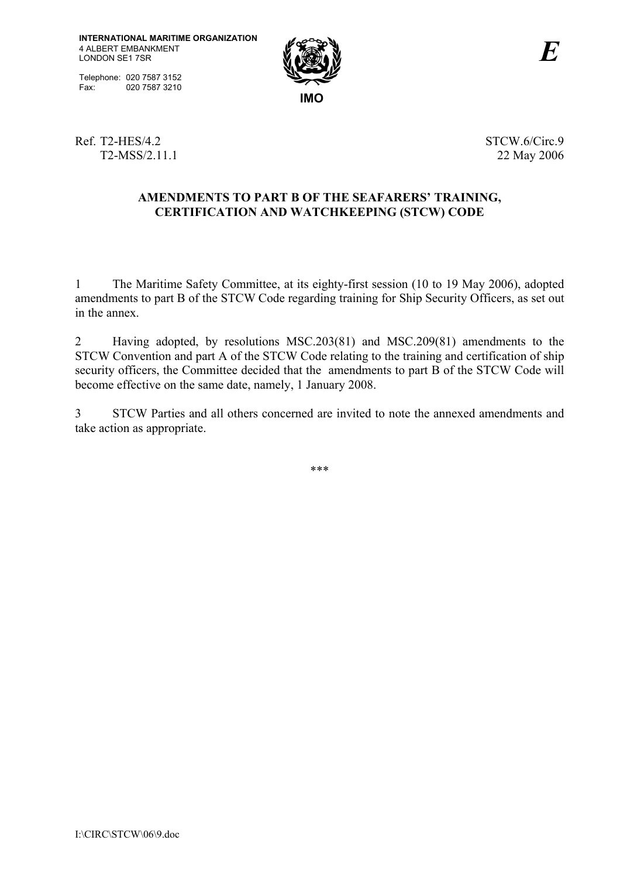INTERNATIONAL MARITIME ORGANIZATION
4 ALBERT EMBANKMENT
LONDON SE1 7SR

Telephone: 020 7587 3152
Fax: 020 7587 3210

IMO

*E*

Ref. T2-HES/4.2
T2-MSS/2.11.1

STCW.6/Circ.9
22 May 2006

## AMENDMENTS TO PART B OF THE SEAFARERS' TRAINING, CERTIFICATION AND WATCHKEEPING (STCW) CODE

1 The Maritime Safety Committee, at its eighty-first session (10 to 19 May 2006), adopted amendments to part B of the STCW Code regarding training for Ship Security Officers, as set out in the annex.

2 Having adopted, by resolutions MSC.203(81) and MSC.209(81) amendments to the STCW Convention and part A of the STCW Code relating to the training and certification of ship security officers, the Committee decided that the amendments to part B of the STCW Code will become effective on the same date, namely, 1 January 2008.

3 STCW Parties and all others concerned are invited to note the annexed amendments and take action as appropriate.

***

I:\CIRC\STCW\06\9.doc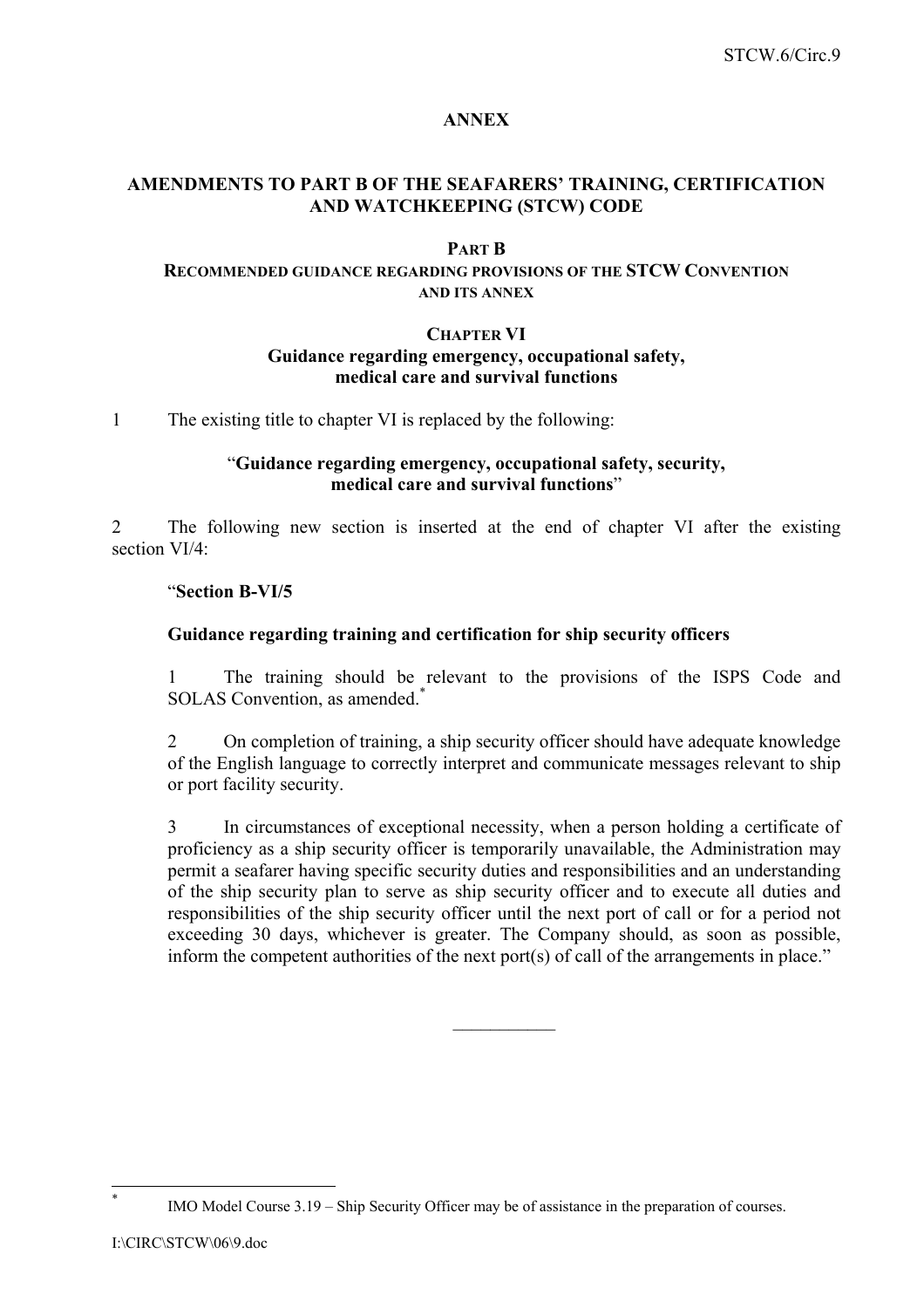# ANNEX

## AMENDMENTS TO PART B OF THE SEAFARERS' TRAINING, CERTIFICATION AND WATCHKEEPING (STCW) CODE

### PART B
### RECOMMENDED GUIDANCE REGARDING PROVISIONS OF THE STCW CONVENTION AND ITS ANNEX

### CHAPTER VI
### Guidance regarding emergency, occupational safety, medical care and survival functions

1 The existing title to chapter VI is replaced by the following:

"**Guidance regarding emergency, occupational safety, security, medical care and survival functions**"

2 The following new section is inserted at the end of chapter VI after the existing section VI/4:

"**Section B-VI/5**

**Guidance regarding training and certification for ship security officers**

1 The training should be relevant to the provisions of the ISPS Code and SOLAS Convention, as amended.*

2 On completion of training, a ship security officer should have adequate knowledge of the English language to correctly interpret and communicate messages relevant to ship or port facility security.

3 In circumstances of exceptional necessity, when a person holding a certificate of proficiency as a ship security officer is temporarily unavailable, the Administration may permit a seafarer having specific security duties and responsibilities and an understanding of the ship security plan to serve as ship security officer and to execute all duties and responsibilities of the ship security officer until the next port of call or for a period not exceeding 30 days, whichever is greater. The Company should, as soon as possible, inform the competent authorities of the next port(s) of call of the arrangements in place."

___________

* IMO Model Course 3.19 – Ship Security Officer may be of assistance in the preparation of courses.